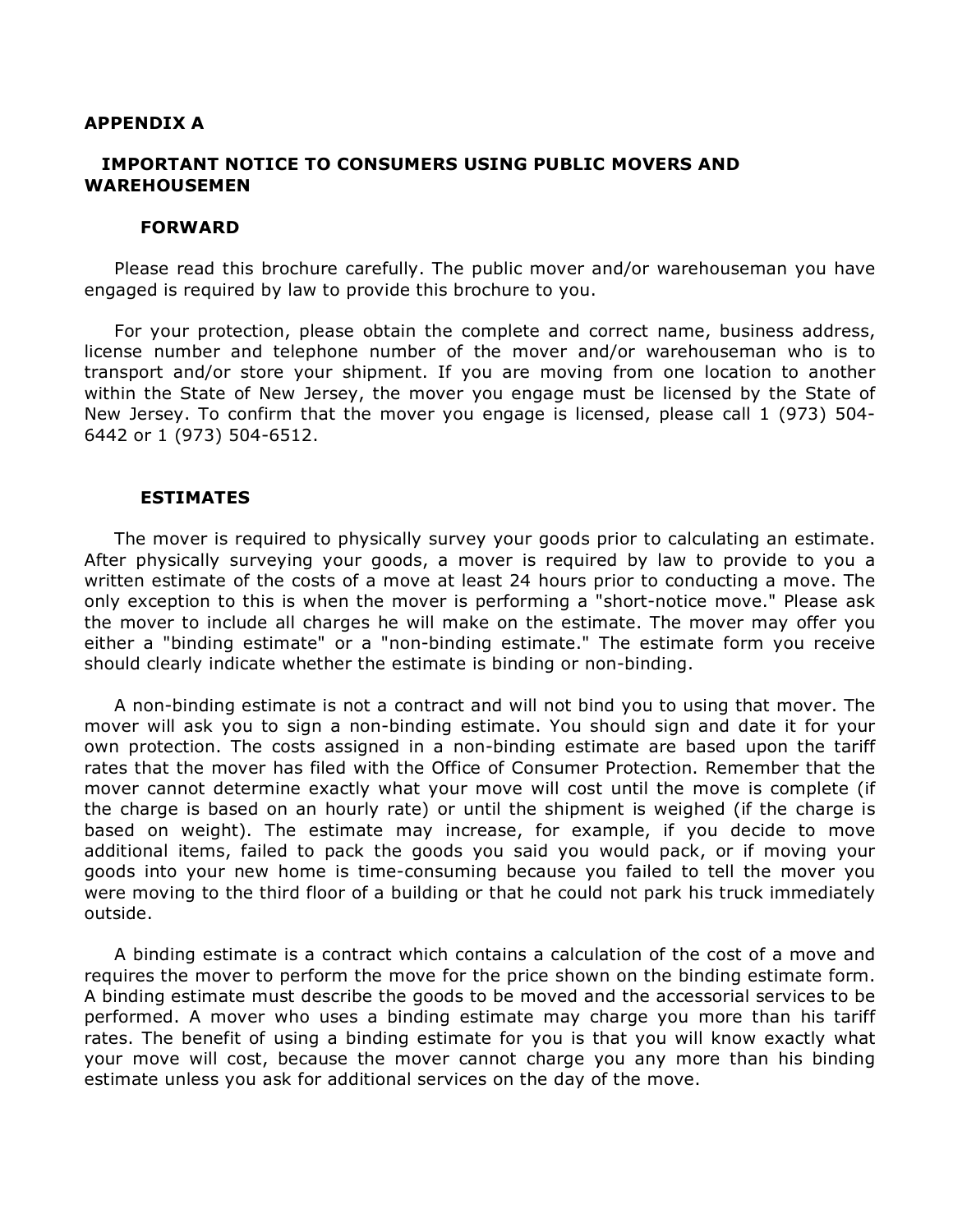# APPENDIX A

## IMPORTANT NOTICE TO CONSUMERS USING PUBLIC MOVERS AND WAREHOUSEMEN

### FORWARD

Please read this brochure carefully. The public mover and/or warehouseman you have engaged is required by law to provide this brochure to you.

For your protection, please obtain the complete and correct name, business address, license number and telephone number of the mover and/or warehouseman who is to transport and/or store your shipment. If you are moving from one location to another within the State of New Jersey, the mover you engage must be licensed by the State of New Jersey. To confirm that the mover you engage is licensed, please call 1 (973) 504-6442 or 1 (973) 504-6512.

### ESTIMATES

The mover is required to physically survey your goods prior to calculating an estimate. After physically surveying your goods, a mover is required by law to provide to you a written estimate of the costs of a move at least 24 hours prior to conducting a move. The only exception to this is when the mover is performing a "short-notice move." Please ask the mover to include all charges he will make on the estimate. The mover may offer you either a "binding estimate" or a "non-binding estimate." The estimate form you receive should clearly indicate whether the estimate is binding or non-binding.

A non-binding estimate is not a contract and will not bind you to using that mover. The mover will ask you to sign a non-binding estimate. You should sign and date it for your own protection. The costs assigned in a non-binding estimate are based upon the tariff rates that the mover has filed with the Office of Consumer Protection. Remember that the mover cannot determine exactly what your move will cost until the move is complete (if the charge is based on an hourly rate) or until the shipment is weighed (if the charge is based on weight). The estimate may increase, for example, if you decide to move additional items, failed to pack the goods you said you would pack, or if moving your goods into your new home is time-consuming because you failed to tell the mover you were moving to the third floor of a building or that he could not park his truck immediately outside.

A binding estimate is a contract which contains a calculation of the cost of a move and requires the mover to perform the move for the price shown on the binding estimate form. A binding estimate must describe the goods to be moved and the accessorial services to be performed. A mover who uses a binding estimate may charge you more than his tariff rates. The benefit of using a binding estimate for you is that you will know exactly what your move will cost, because the mover cannot charge you any more than his binding estimate unless you ask for additional services on the day of the move.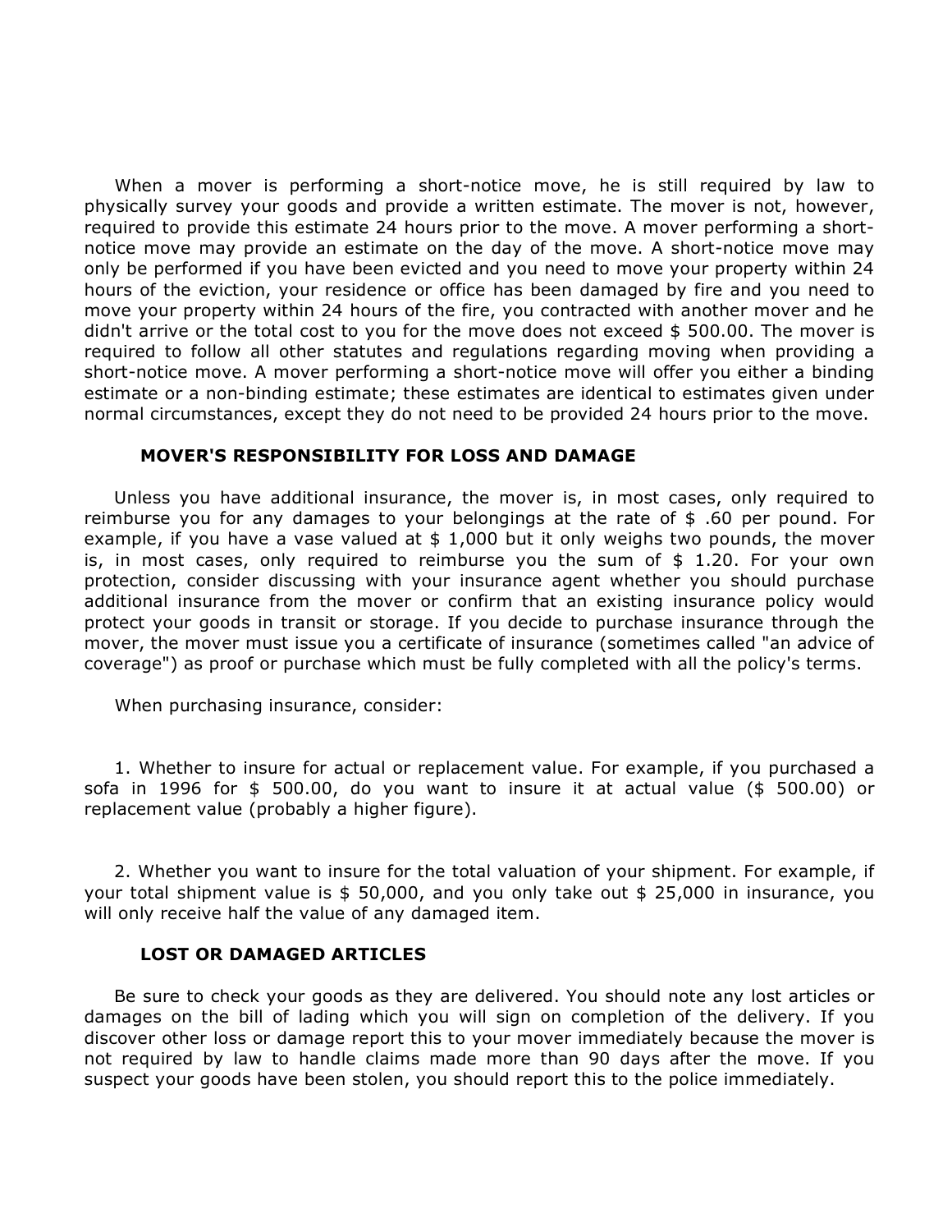When a mover is performing a short-notice move, he is still required by law to physically survey your goods and provide a written estimate. The mover is not, however, required to provide this estimate 24 hours prior to the move. A mover performing a short-notice move may provide an estimate on the day of the move. A short-notice move may only be performed if you have been evicted and you need to move your property within 24 hours of the eviction, your residence or office has been damaged by fire and you need to move your property within 24 hours of the fire, you contracted with another mover and he didn't arrive or the total cost to you for the move does not exceed $ 500.00. The mover is required to follow all other statutes and regulations regarding moving when providing a short-notice move. A mover performing a short-notice move will offer you either a binding estimate or a non-binding estimate; these estimates are identical to estimates given under normal circumstances, except they do not need to be provided 24 hours prior to the move.

### MOVER'S RESPONSIBILITY FOR LOSS AND DAMAGE

Unless you have additional insurance, the mover is, in most cases, only required to reimburse you for any damages to your belongings at the rate of $ .60 per pound. For example, if you have a vase valued at $ 1,000 but it only weighs two pounds, the mover is, in most cases, only required to reimburse you the sum of $ 1.20. For your own protection, consider discussing with your insurance agent whether you should purchase additional insurance from the mover or confirm that an existing insurance policy would protect your goods in transit or storage. If you decide to purchase insurance through the mover, the mover must issue you a certificate of insurance (sometimes called "an advice of coverage") as proof or purchase which must be fully completed with all the policy's terms.

When purchasing insurance, consider:

1. Whether to insure for actual or replacement value. For example, if you purchased a sofa in 1996 for $ 500.00, do you want to insure it at actual value ($ 500.00) or replacement value (probably a higher figure).

2. Whether you want to insure for the total valuation of your shipment. For example, if your total shipment value is $ 50,000, and you only take out $ 25,000 in insurance, you will only receive half the value of any damaged item.

### LOST OR DAMAGED ARTICLES

Be sure to check your goods as they are delivered. You should note any lost articles or damages on the bill of lading which you will sign on completion of the delivery. If you discover other loss or damage report this to your mover immediately because the mover is not required by law to handle claims made more than 90 days after the move. If you suspect your goods have been stolen, you should report this to the police immediately.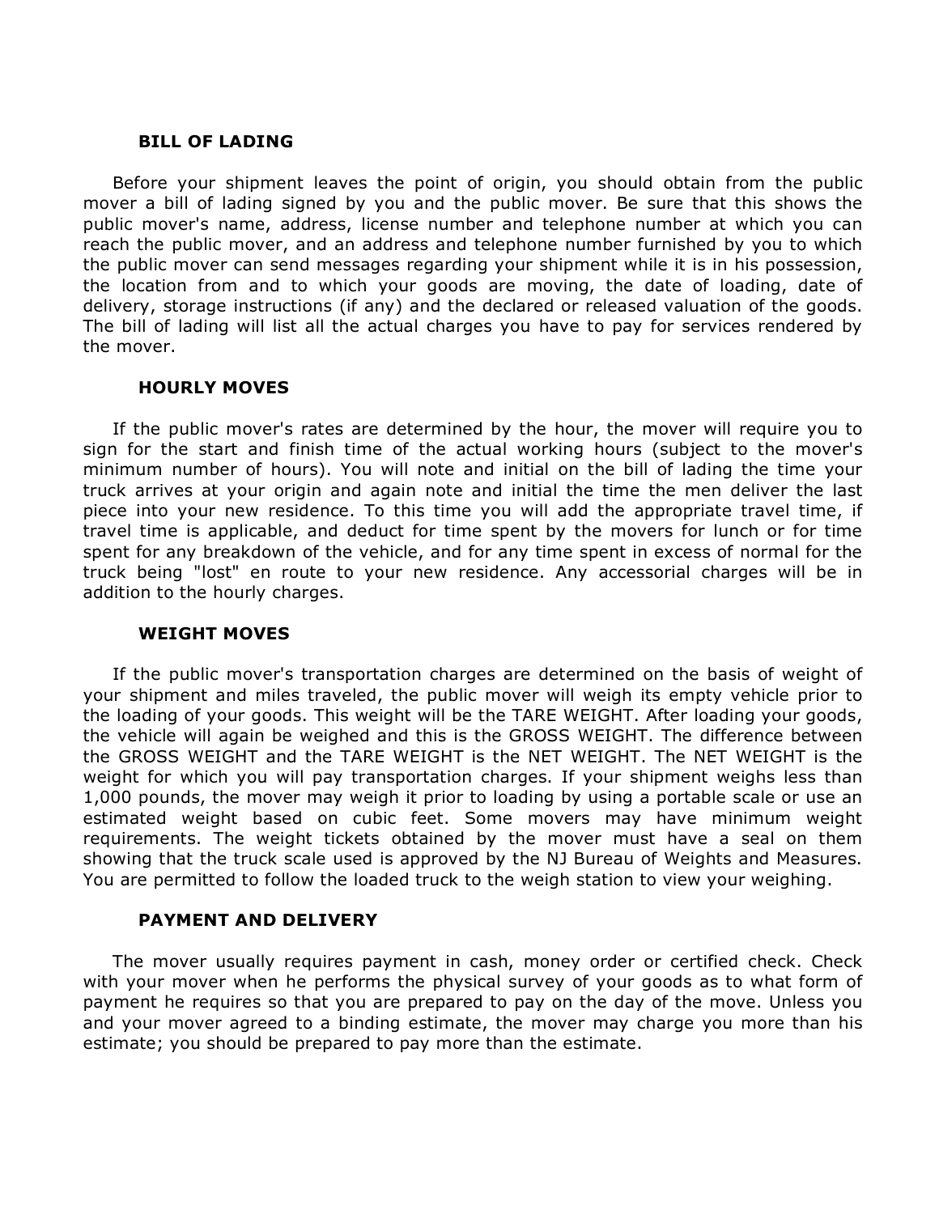## BILL OF LADING

Before your shipment leaves the point of origin, you should obtain from the public mover a bill of lading signed by you and the public mover. Be sure that this shows the public mover's name, address, license number and telephone number at which you can reach the public mover, and an address and telephone number furnished by you to which the public mover can send messages regarding your shipment while it is in his possession, the location from and to which your goods are moving, the date of loading, date of delivery, storage instructions (if any) and the declared or released valuation of the goods. The bill of lading will list all the actual charges you have to pay for services rendered by the mover.

## HOURLY MOVES

If the public mover's rates are determined by the hour, the mover will require you to sign for the start and finish time of the actual working hours (subject to the mover's minimum number of hours). You will note and initial on the bill of lading the time your truck arrives at your origin and again note and initial the time the men deliver the last piece into your new residence. To this time you will add the appropriate travel time, if travel time is applicable, and deduct for time spent by the movers for lunch or for time spent for any breakdown of the vehicle, and for any time spent in excess of normal for the truck being "lost" en route to your new residence. Any accessorial charges will be in addition to the hourly charges.

## WEIGHT MOVES

If the public mover's transportation charges are determined on the basis of weight of your shipment and miles traveled, the public mover will weigh its empty vehicle prior to the loading of your goods. This weight will be the TARE WEIGHT. After loading your goods, the vehicle will again be weighed and this is the GROSS WEIGHT. The difference between the GROSS WEIGHT and the TARE WEIGHT is the NET WEIGHT. The NET WEIGHT is the weight for which you will pay transportation charges. If your shipment weighs less than 1,000 pounds, the mover may weigh it prior to loading by using a portable scale or use an estimated weight based on cubic feet. Some movers may have minimum weight requirements. The weight tickets obtained by the mover must have a seal on them showing that the truck scale used is approved by the NJ Bureau of Weights and Measures. You are permitted to follow the loaded truck to the weigh station to view your weighing.

## PAYMENT AND DELIVERY

The mover usually requires payment in cash, money order or certified check. Check with your mover when he performs the physical survey of your goods as to what form of payment he requires so that you are prepared to pay on the day of the move. Unless you and your mover agreed to a binding estimate, the mover may charge you more than his estimate; you should be prepared to pay more than the estimate.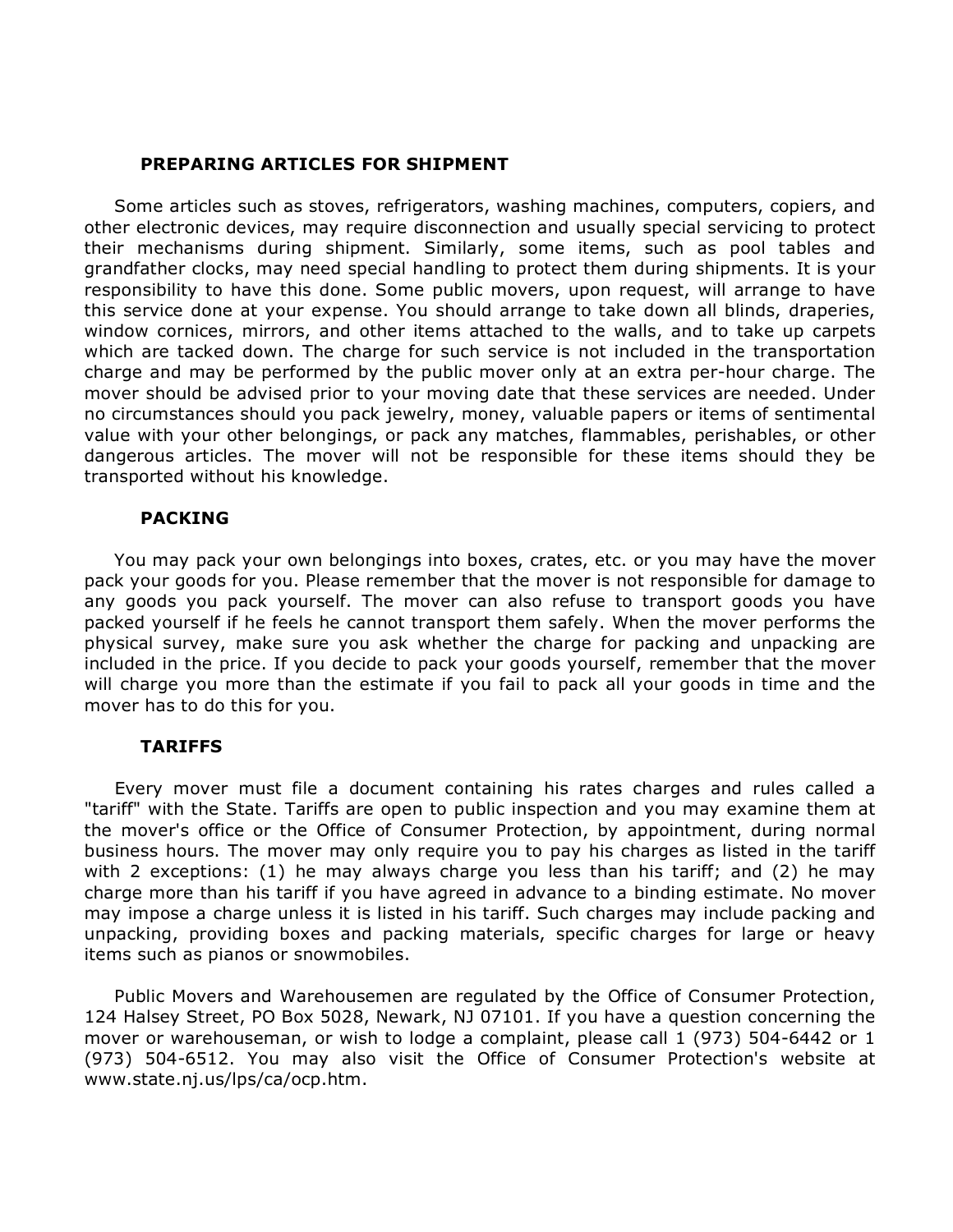## PREPARING ARTICLES FOR SHIPMENT

Some articles such as stoves, refrigerators, washing machines, computers, copiers, and other electronic devices, may require disconnection and usually special servicing to protect their mechanisms during shipment. Similarly, some items, such as pool tables and grandfather clocks, may need special handling to protect them during shipments. It is your responsibility to have this done. Some public movers, upon request, will arrange to have this service done at your expense. You should arrange to take down all blinds, draperies, window cornices, mirrors, and other items attached to the walls, and to take up carpets which are tacked down. The charge for such service is not included in the transportation charge and may be performed by the public mover only at an extra per-hour charge. The mover should be advised prior to your moving date that these services are needed. Under no circumstances should you pack jewelry, money, valuable papers or items of sentimental value with your other belongings, or pack any matches, flammables, perishables, or other dangerous articles. The mover will not be responsible for these items should they be transported without his knowledge.

## PACKING

You may pack your own belongings into boxes, crates, etc. or you may have the mover pack your goods for you. Please remember that the mover is not responsible for damage to any goods you pack yourself. The mover can also refuse to transport goods you have packed yourself if he feels he cannot transport them safely. When the mover performs the physical survey, make sure you ask whether the charge for packing and unpacking are included in the price. If you decide to pack your goods yourself, remember that the mover will charge you more than the estimate if you fail to pack all your goods in time and the mover has to do this for you.

## TARIFFS

Every mover must file a document containing his rates charges and rules called a "tariff" with the State. Tariffs are open to public inspection and you may examine them at the mover's office or the Office of Consumer Protection, by appointment, during normal business hours. The mover may only require you to pay his charges as listed in the tariff with 2 exceptions: (1) he may always charge you less than his tariff; and (2) he may charge more than his tariff if you have agreed in advance to a binding estimate. No mover may impose a charge unless it is listed in his tariff. Such charges may include packing and unpacking, providing boxes and packing materials, specific charges for large or heavy items such as pianos or snowmobiles.

Public Movers and Warehousemen are regulated by the Office of Consumer Protection, 124 Halsey Street, PO Box 5028, Newark, NJ 07101. If you have a question concerning the mover or warehouseman, or wish to lodge a complaint, please call 1 (973) 504-6442 or 1 (973) 504-6512. You may also visit the Office of Consumer Protection's website at www.state.nj.us/lps/ca/ocp.htm.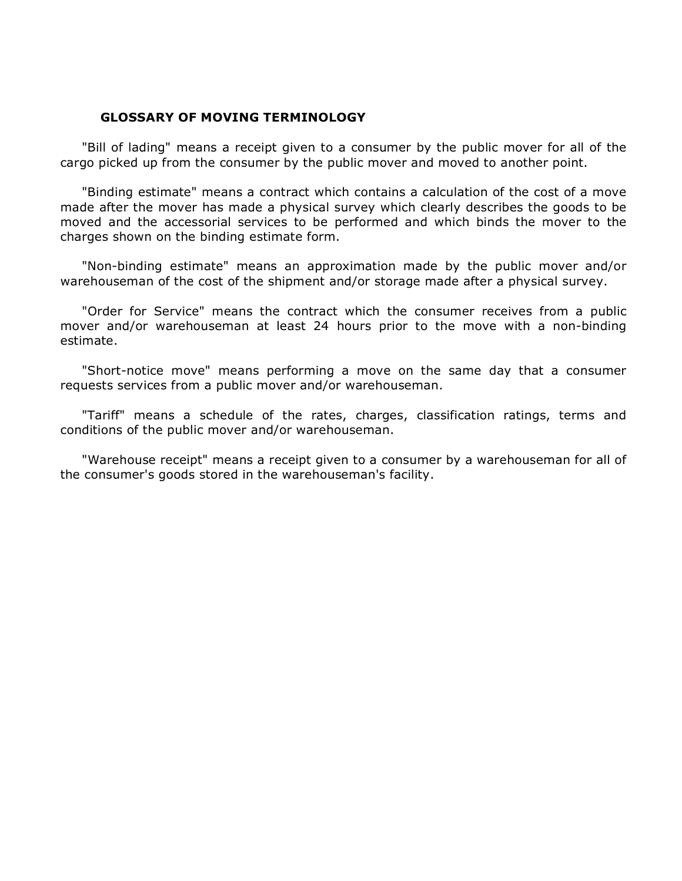## GLOSSARY OF MOVING TERMINOLOGY

"Bill of lading" means a receipt given to a consumer by the public mover for all of the cargo picked up from the consumer by the public mover and moved to another point.

"Binding estimate" means a contract which contains a calculation of the cost of a move made after the mover has made a physical survey which clearly describes the goods to be moved and the accessorial services to be performed and which binds the mover to the charges shown on the binding estimate form.

"Non-binding estimate" means an approximation made by the public mover and/or warehouseman of the cost of the shipment and/or storage made after a physical survey.

"Order for Service" means the contract which the consumer receives from a public mover and/or warehouseman at least 24 hours prior to the move with a non-binding estimate.

"Short-notice move" means performing a move on the same day that a consumer requests services from a public mover and/or warehouseman.

"Tariff" means a schedule of the rates, charges, classification ratings, terms and conditions of the public mover and/or warehouseman.

"Warehouse receipt" means a receipt given to a consumer by a warehouseman for all of the consumer's goods stored in the warehouseman's facility.